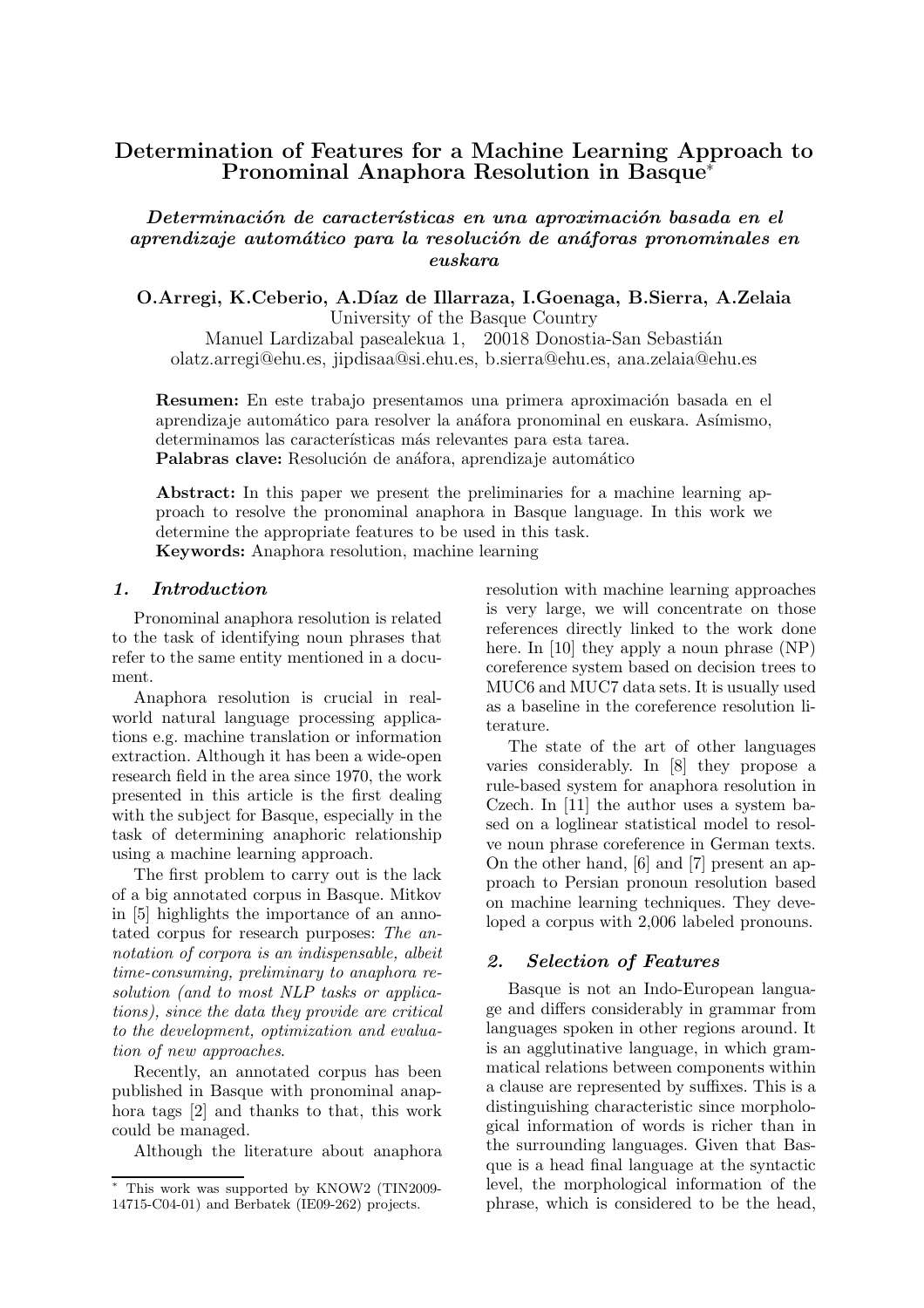# Determination of Features for a Machine Learning Approach to Pronominal Anaphora Resolution in Basque*

## *Determinación de características en una aproximación basada en el aprendizaje automático para la resolución de anáforas pronominales en euskara*

**O.Arregi, K.Ceberio, A.Díaz de Illarraza, I.Goenaga, B.Sierra, A.Zelaia**
University of the Basque Country
Manuel Lardizabal pasealekua 1, 20018 Donostia-San Sebastián
olatz.arregi@ehu.es, jipdisaa@si.ehu.es, b.sierra@ehu.es, ana.zelaia@ehu.es

**Resumen:** En este trabajo presentamos una primera aproximación basada en el aprendizaje automático para resolver la anáfora pronominal en euskara. Asímismo, determinamos las características más relevantes para esta tarea.
**Palabras clave:** Resolución de anáfora, aprendizaje automático

**Abstract:** In this paper we present the preliminaries for a machine learning approach to resolve the pronominal anaphora in Basque language. In this work we determine the appropriate features to be used in this task.
**Keywords:** Anaphora resolution, machine learning

## 1. Introduction

Pronominal anaphora resolution is related to the task of identifying noun phrases that refer to the same entity mentioned in a document.

Anaphora resolution is crucial in real-world natural language processing applications e.g. machine translation or information extraction. Although it has been a wide-open research field in the area since 1970, the work presented in this article is the first dealing with the subject for Basque, especially in the task of determining anaphoric relationship using a machine learning approach.

The first problem to carry out is the lack of a big annotated corpus in Basque. Mitkov in [5] highlights the importance of an annotated corpus for research purposes: *The annotation of corpora is an indispensable, albeit time-consuming, preliminary to anaphora resolution (and to most NLP tasks or applications), since the data they provide are critical to the development, optimization and evaluation of new approaches*.

Recently, an annotated corpus has been published in Basque with pronominal anaphora tags [2] and thanks to that, this work could be managed.

Although the literature about anaphora resolution with machine learning approaches is very large, we will concentrate on those references directly linked to the work done here. In [10] they apply a noun phrase (NP) coreference system based on decision trees to MUC6 and MUC7 data sets. It is usually used as a baseline in the coreference resolution literature.

The state of the art of other languages varies considerably. In [8] they propose a rule-based system for anaphora resolution in Czech. In [11] the author uses a system based on a loglinear statistical model to resolve noun phrase coreference in German texts. On the other hand, [6] and [7] present an approach to Persian pronoun resolution based on machine learning techniques. They developed a corpus with 2,006 labeled pronouns.

## 2. Selection of Features

Basque is not an Indo-European language and differs considerably in grammar from languages spoken in other regions around. It is an agglutinative language, in which grammatical relations between components within a clause are represented by suffixes. This is a distinguishing characteristic since morphological information of words is richer than in the surrounding languages. Given that Basque is a head final language at the syntactic level, the morphological information of the phrase, which is considered to be the head,

* This work was supported by KNOW2 (TIN2009-14715-C04-01) and Berbatek (IE09-262) projects.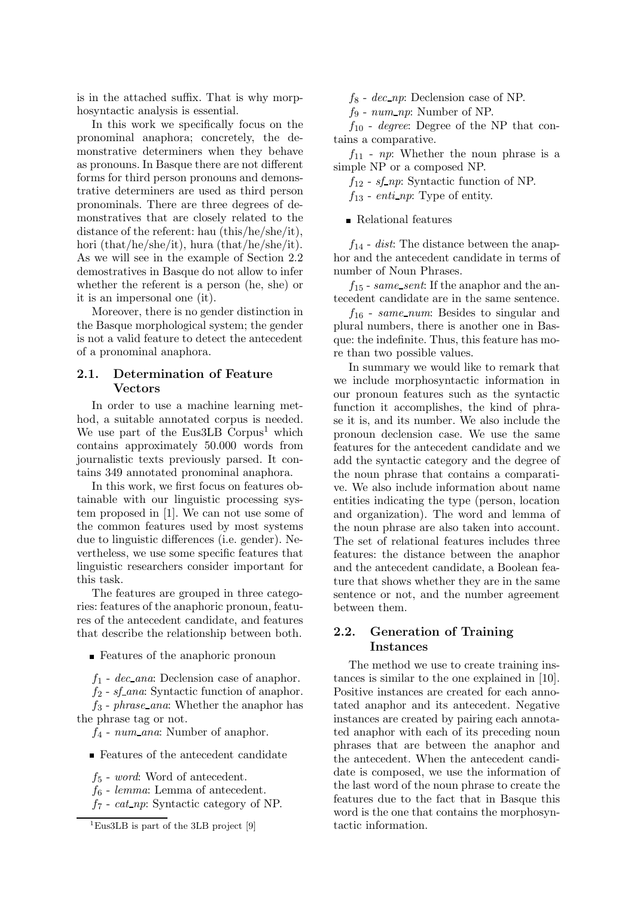is in the attached suffix. That is why morphosyntactic analysis is essential.

In this work we specifically focus on the pronominal anaphora; concretely, the demonstrative determiners when they behave as pronouns. In Basque there are not different forms for third person pronouns and demonstrative determiners are used as third person pronominals. There are three degrees of demonstratives that are closely related to the distance of the referent: hau (this/he/she/it), hori (that/he/she/it), hura (that/he/she/it). As we will see in the example of Section 2.2 demostratives in Basque do not allow to infer whether the referent is a person (he, she) or it is an impersonal one (it).

Moreover, there is no gender distinction in the Basque morphological system; the gender is not a valid feature to detect the antecedent of a pronominal anaphora.

## 2.1. Determination of Feature Vectors

In order to use a machine learning method, a suitable annotated corpus is needed. We use part of the Eus3LB Corpus[1] which contains approximately 50.000 words from journalistic texts previously parsed. It contains 349 annotated pronominal anaphora.

In this work, we first focus on features obtainable with our linguistic processing system proposed in [1]. We can not use some of the common features used by most systems due to linguistic differences (i.e. gender). Nevertheless, we use some specific features that linguistic researchers consider important for this task.

The features are grouped in three categories: features of the anaphoric pronoun, features of the antecedent candidate, and features that describe the relationship between both.

- Features of the anaphoric pronoun

$f_1$ - *dec_ana*: Declension case of anaphor.

$f_2$ - *sf_ana*: Syntactic function of anaphor.

$f_3$ - *phrase_ana*: Whether the anaphor has the phrase tag or not.

$f_4$ - *num_ana*: Number of anaphor.

- Features of the antecedent candidate

$f_5$ - *word*: Word of antecedent.

$f_6$ - *lemma*: Lemma of antecedent.

$f_7$ - *cat_np*: Syntactic category of NP.

$f_8$ - *dec_np*: Declension case of NP.

$f_9$ - *num_np*: Number of NP.

$f_{10}$ - *degree*: Degree of the NP that contains a comparative.

$f_{11}$ - *np*: Whether the noun phrase is a simple NP or a composed NP.

$f_{12}$ - *sf_np*: Syntactic function of NP.

$f_{13}$ - *enti_np*: Type of entity.

- Relational features

$f_{14}$ - *dist*: The distance between the anaphor and the antecedent candidate in terms of number of Noun Phrases.

$f_{15}$ - *same_sent*: If the anaphor and the antecedent candidate are in the same sentence.

$f_{16}$ - *same_num*: Besides to singular and plural numbers, there is another one in Basque: the indefinite. Thus, this feature has more than two possible values.

In summary we would like to remark that we include morphosyntactic information in our pronoun features such as the syntactic function it accomplishes, the kind of phrase it is, and its number. We also include the pronoun declension case. We use the same features for the antecedent candidate and we add the syntactic category and the degree of the noun phrase that contains a comparative. We also include information about name entities indicating the type (person, location and organization). The word and lemma of the noun phrase are also taken into account. The set of relational features includes three features: the distance between the anaphor and the antecedent candidate, a Boolean feature that shows whether they are in the same sentence or not, and the number agreement between them.

## 2.2. Generation of Training Instances

The method we use to create training instances is similar to the one explained in [10]. Positive instances are created for each annotated anaphor and its antecedent. Negative instances are created by pairing each annotated anaphor with each of its preceding noun phrases that are between the anaphor and the antecedent. When the antecedent candidate is composed, we use the information of the last word of the noun phrase to create the features due to the fact that in Basque this word is the one that contains the morphosyntactic information.

[1] Eus3LB is part of the 3LB project [9]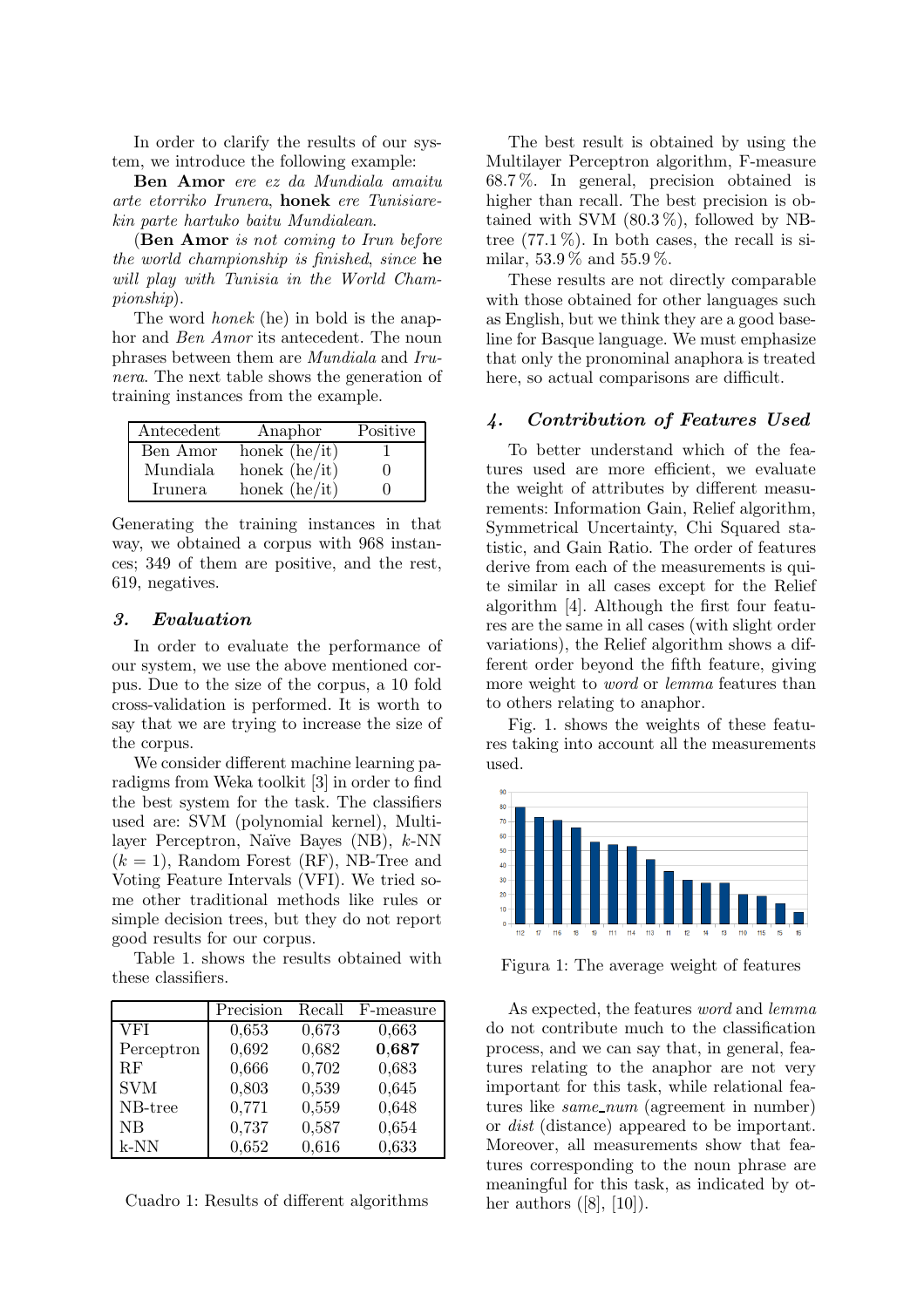In order to clarify the results of our system, we introduce the following example:

**Ben Amor** *ere ez da Mundiala amaitu arte etorriko Irunera*, **honek** *ere Tunisiarekin parte hartuko baitu Mundialean*.

(**Ben Amor** *is not coming to Irun before the world championship is finished*, *since* **he** *will play with Tunisia in the World Championship*).

The word *honek* (he) in bold is the anaphor and *Ben Amor* its antecedent. The noun phrases between them are *Mundiala* and *Irunera*. The next table shows the generation of training instances from the example.

| Antecedent | Anaphor | Positive |
|---|---|---|
| Ben Amor | honek (he/it) | 1 |
| Mundiala | honek (he/it) | 0 |
| Irunera | honek (he/it) | 0 |

Generating the training instances in that way, we obtained a corpus with 968 instances; 349 of them are positive, and the rest, 619, negatives.

## *3. Evaluation*

In order to evaluate the performance of our system, we use the above mentioned corpus. Due to the size of the corpus, a 10 fold cross-validation is performed. It is worth to say that we are trying to increase the size of the corpus.

We consider different machine learning paradigms from Weka toolkit [3] in order to find the best system for the task. The classifiers used are: SVM (polynomial kernel), Multilayer Perceptron, Naïve Bayes (NB), $k$-NN ($k = 1$), Random Forest (RF), NB-Tree and Voting Feature Intervals (VFI). We tried some other traditional methods like rules or simple decision trees, but they do not report good results for our corpus.

Table 1. shows the results obtained with these classifiers.

| | Precision | Recall | F-measure |
|---|---|---|---|
| VFI | 0,653 | 0,673 | 0,663 |
| Perceptron | 0,692 | 0,682 | **0,687** |
| RF | 0,666 | 0,702 | 0,683 |
| SVM | 0,803 | 0,539 | 0,645 |
| NB-tree | 0,771 | 0,559 | 0,648 |
| NB | 0,737 | 0,587 | 0,654 |
| k-NN | 0,652 | 0,616 | 0,633 |

Cuadro 1: Results of different algorithms

The best result is obtained by using the Multilayer Perceptron algorithm, F-measure 68.7 %. In general, precision obtained is higher than recall. The best precision is obtained with SVM (80.3 %), followed by NB-tree (77.1 %). In both cases, the recall is similar, 53.9 % and 55.9 %.

These results are not directly comparable with those obtained for other languages such as English, but we think they are a good baseline for Basque language. We must emphasize that only the pronominal anaphora is treated here, so actual comparisons are difficult.

## *4. Contribution of Features Used*

To better understand which of the features used are more efficient, we evaluate the weight of attributes by different measurements: Information Gain, Relief algorithm, Symmetrical Uncertainty, Chi Squared statistic, and Gain Ratio. The order of features derive from each of the measurements is quite similar in all cases except for the Relief algorithm [4]. Although the first four features are the same in all cases (with slight order variations), the Relief algorithm shows a different order beyond the fifth feature, giving more weight to *word* or *lemma* features than to others relating to anaphor.

Fig. 1. shows the weights of these features taking into account all the measurements used.

Figura 1: The average weight of features

As expected, the features *word* and *lemma* do not contribute much to the classification process, and we can say that, in general, features relating to the anaphor are not very important for this task, while relational features like *same_num* (agreement in number) or *dist* (distance) appeared to be important. Moreover, all measurements show that features corresponding to the noun phrase are meaningful for this task, as indicated by other authors ([8], [10]).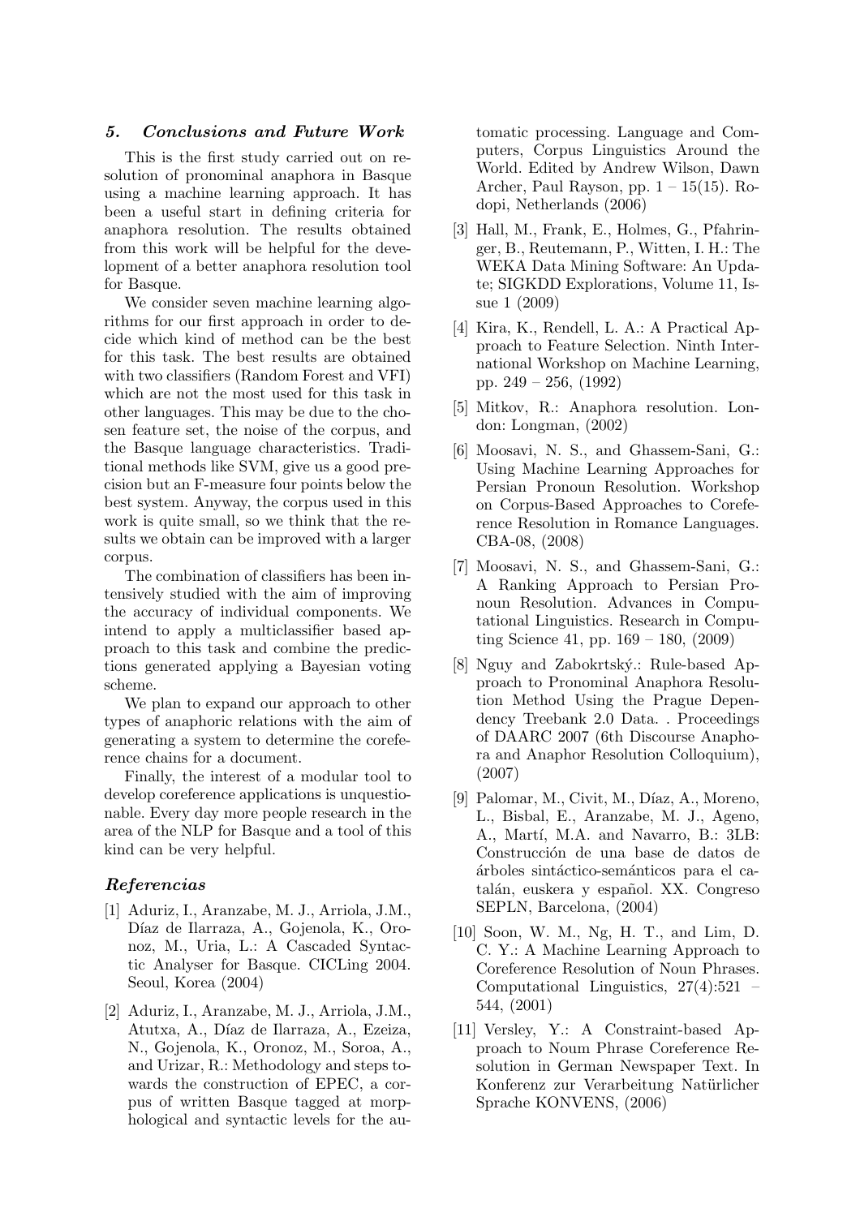## 5. Conclusions and Future Work

This is the first study carried out on resolution of pronominal anaphora in Basque using a machine learning approach. It has been a useful start in defining criteria for anaphora resolution. The results obtained from this work will be helpful for the development of a better anaphora resolution tool for Basque.

We consider seven machine learning algorithms for our first approach in order to decide which kind of method can be the best for this task. The best results are obtained with two classifiers (Random Forest and VFI) which are not the most used for this task in other languages. This may be due to the chosen feature set, the noise of the corpus, and the Basque language characteristics. Traditional methods like SVM, give us a good precision but an F-measure four points below the best system. Anyway, the corpus used in this work is quite small, so we think that the results we obtain can be improved with a larger corpus.

The combination of classifiers has been intensively studied with the aim of improving the accuracy of individual components. We intend to apply a multiclassifier based approach to this task and combine the predictions generated applying a Bayesian voting scheme.

We plan to expand our approach to other types of anaphoric relations with the aim of generating a system to determine the coreference chains for a document.

Finally, the interest of a modular tool to develop coreference applications is unquestionable. Every day more people research in the area of the NLP for Basque and a tool of this kind can be very helpful.

## Referencias

[1] Aduriz, I., Aranzabe, M. J., Arriola, J.M., Díaz de Ilarraza, A., Gojenola, K., Oronoz, M., Uria, L.: A Cascaded Syntactic Analyser for Basque. CICLing 2004. Seoul, Korea (2004)

[2] Aduriz, I., Aranzabe, M. J., Arriola, J.M., Atutxa, A., Díaz de Ilarraza, A., Ezeiza, N., Gojenola, K., Oronoz, M., Soroa, A., and Urizar, R.: Methodology and steps towards the construction of EPEC, a corpus of written Basque tagged at morphological and syntactic levels for the automatic processing. Language and Computers, Corpus Linguistics Around the World. Edited by Andrew Wilson, Dawn Archer, Paul Rayson, pp. 1 – 15(15). Rodopi, Netherlands (2006)

[3] Hall, M., Frank, E., Holmes, G., Pfahringer, B., Reutemann, P., Witten, I. H.: The WEKA Data Mining Software: An Update; SIGKDD Explorations, Volume 11, Issue 1 (2009)

[4] Kira, K., Rendell, L. A.: A Practical Approach to Feature Selection. Ninth International Workshop on Machine Learning, pp. 249 – 256, (1992)

[5] Mitkov, R.: Anaphora resolution. London: Longman, (2002)

[6] Moosavi, N. S., and Ghassem-Sani, G.: Using Machine Learning Approaches for Persian Pronoun Resolution. Workshop on Corpus-Based Approaches to Coreference Resolution in Romance Languages. CBA-08, (2008)

[7] Moosavi, N. S., and Ghassem-Sani, G.: A Ranking Approach to Persian Pronoun Resolution. Advances in Computational Linguistics. Research in Computing Science 41, pp. 169 – 180, (2009)

[8] Nguy and Zabokrtský.: Rule-based Approach to Pronominal Anaphora Resolution Method Using the Prague Dependency Treebank 2.0 Data. . Proceedings of DAARC 2007 (6th Discourse Anaphora and Anaphor Resolution Colloquium), (2007)

[9] Palomar, M., Civit, M., Díaz, A., Moreno, L., Bisbal, E., Aranzabe, M. J., Ageno, A., Martí, M.A. and Navarro, B.: 3LB: Construcción de una base de datos de árboles sintáctico-semánticos para el catalán, euskera y español. XX. Congreso SEPLN, Barcelona, (2004)

[10] Soon, W. M., Ng, H. T., and Lim, D. C. Y.: A Machine Learning Approach to Coreference Resolution of Noun Phrases. Computational Linguistics, 27(4):521 – 544, (2001)

[11] Versley, Y.: A Constraint-based Approach to Noum Phrase Coreference Resolution in German Newspaper Text. In Konferenz zur Verarbeitung Natürlicher Sprache KONVENS, (2006)